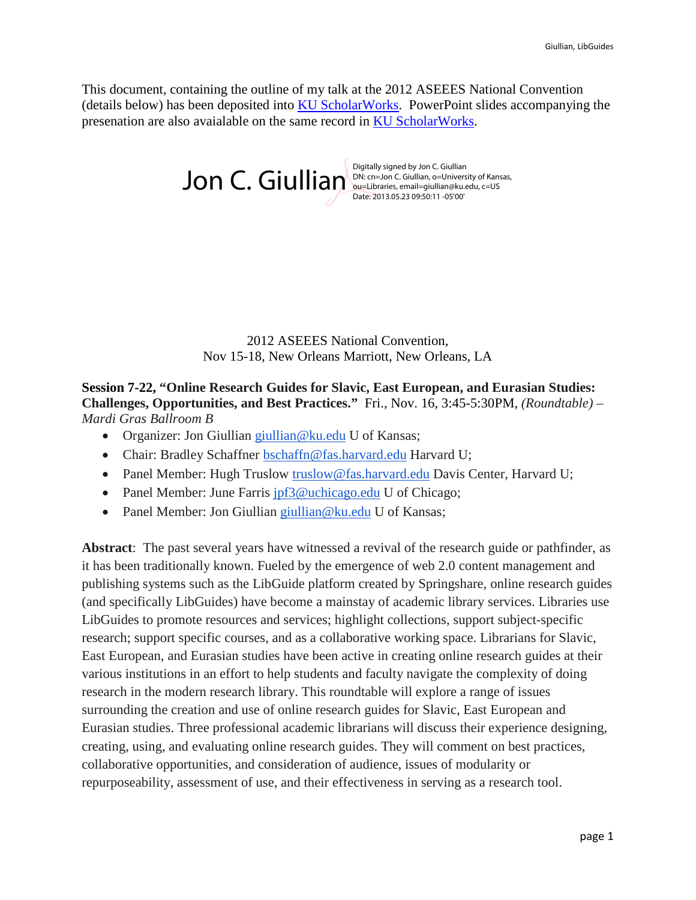This document, containing the outline of my talk at the 2012 ASEEES National Convention (details below) has been deposited into [KU ScholarWorks](). PowerPoint slides accompanying the presenation are also avaialable on the same record in [KU ScholarWorks]().

Jon C. Giullian

Digitally signed by Jon C. Giullian
DN: cn=Jon C. Giullian, o=University of Kansas, ou=Libraries, email=giullian@ku.edu, c=US
Date: 2013.05.23 09:50:11 -05'00'

2012 ASEEES National Convention,
Nov 15-18, New Orleans Marriott, New Orleans, LA

**Session 7-22, "Online Research Guides for Slavic, East European, and Eurasian Studies: Challenges, Opportunities, and Best Practices."** Fri., Nov. 16, 3:45-5:30PM, *(Roundtable) – Mardi Gras Ballroom B*

- Organizer: Jon Giullian giullian@ku.edu U of Kansas;
- Chair: Bradley Schaffner bschaffn@fas.harvard.edu Harvard U;
- Panel Member: Hugh Truslow truslow@fas.harvard.edu Davis Center, Harvard U;
- Panel Member: June Farris jpf3@uchicago.edu U of Chicago;
- Panel Member: Jon Giullian giullian@ku.edu U of Kansas;

**Abstract**: The past several years have witnessed a revival of the research guide or pathfinder, as it has been traditionally known. Fueled by the emergence of web 2.0 content management and publishing systems such as the LibGuide platform created by Springshare, online research guides (and specifically LibGuides) have become a mainstay of academic library services. Libraries use LibGuides to promote resources and services; highlight collections, support subject-specific research; support specific courses, and as a collaborative working space. Librarians for Slavic, East European, and Eurasian studies have been active in creating online research guides at their various institutions in an effort to help students and faculty navigate the complexity of doing research in the modern research library. This roundtable will explore a range of issues surrounding the creation and use of online research guides for Slavic, East European and Eurasian studies. Three professional academic librarians will discuss their experience designing, creating, using, and evaluating online research guides. They will comment on best practices, collaborative opportunities, and consideration of audience, issues of modularity or repurposeability, assessment of use, and their effectiveness in serving as a research tool.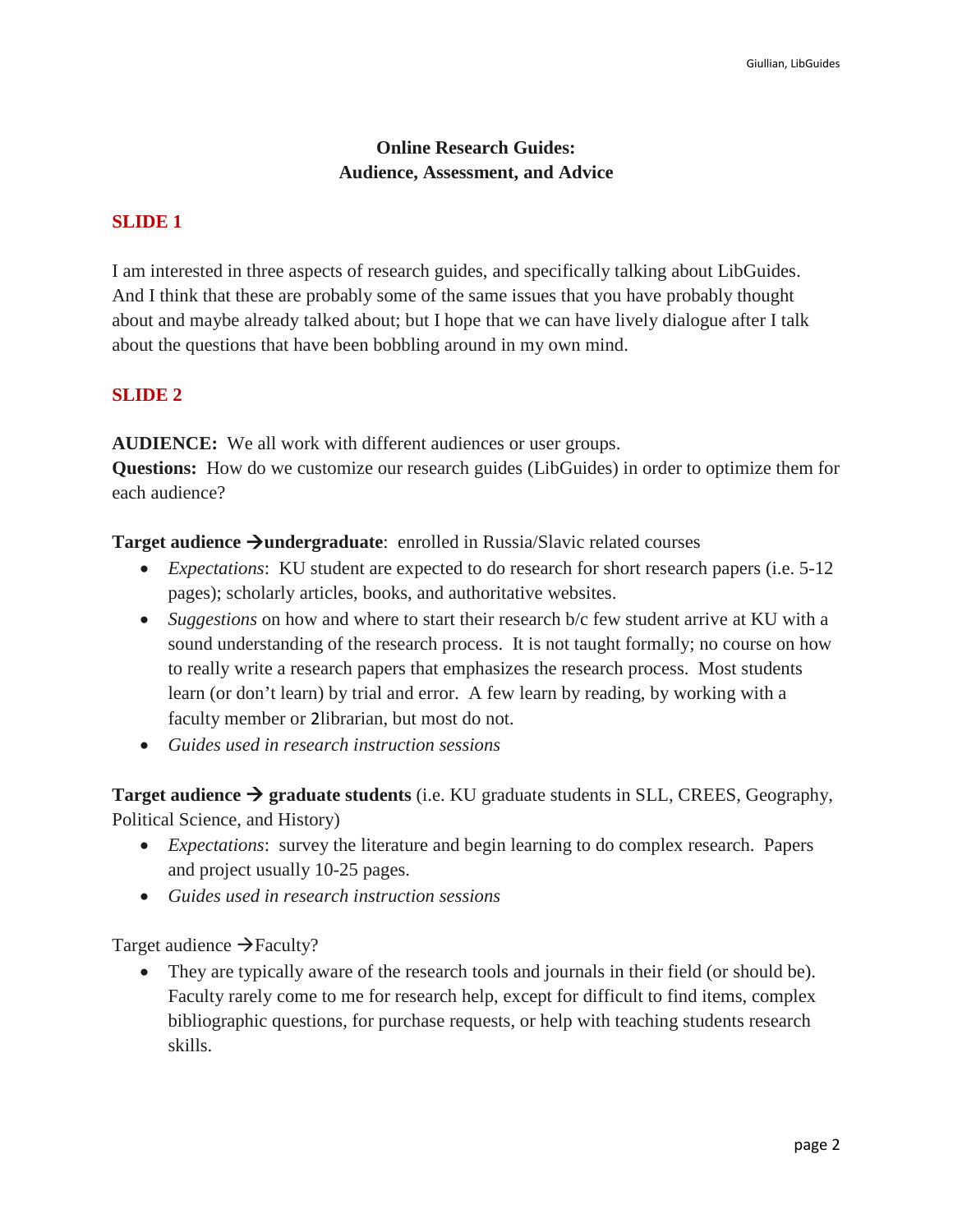# Online Research Guides:
# Audience, Assessment, and Advice

**SLIDE 1**

I am interested in three aspects of research guides, and specifically talking about LibGuides. And I think that these are probably some of the same issues that you have probably thought about and maybe already talked about; but I hope that we can have lively dialogue after I talk about the questions that have been bobbling around in my own mind.

**SLIDE 2**

**AUDIENCE:** We all work with different audiences or user groups.
**Questions:** How do we customize our research guides (LibGuides) in order to optimize them for each audience?

**Target audience →undergraduate**: enrolled in Russia/Slavic related courses

- *Expectations*: KU student are expected to do research for short research papers (i.e. 5-12 pages); scholarly articles, books, and authoritative websites.
- *Suggestions* on how and where to start their research b/c few student arrive at KU with a sound understanding of the research process. It is not taught formally; no course on how to really write a research papers that emphasizes the research process. Most students learn (or don't learn) by trial and error. A few learn by reading, by working with a faculty member or 2librarian, but most do not.
- *Guides used in research instruction sessions*

**Target audience → graduate students** (i.e. KU graduate students in SLL, CREES, Geography, Political Science, and History)

- *Expectations*: survey the literature and begin learning to do complex research. Papers and project usually 10-25 pages.
- *Guides used in research instruction sessions*

Target audience →Faculty?

- They are typically aware of the research tools and journals in their field (or should be). Faculty rarely come to me for research help, except for difficult to find items, complex bibliographic questions, for purchase requests, or help with teaching students research skills.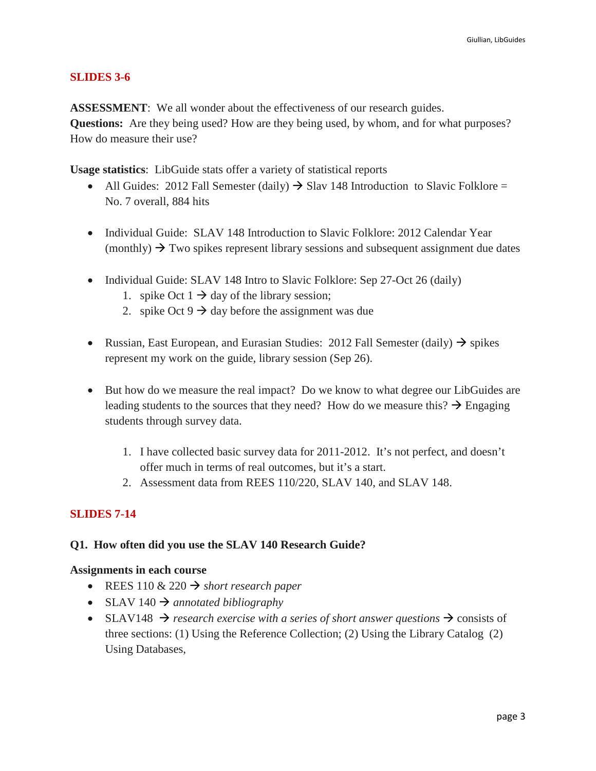## SLIDES 3-6

**ASSESSMENT**: We all wonder about the effectiveness of our research guides.
**Questions:** Are they being used? How are they being used, by whom, and for what purposes? How do measure their use?

**Usage statistics**: LibGuide stats offer a variety of statistical reports

- All Guides: 2012 Fall Semester (daily) → Slav 148 Introduction to Slavic Folklore = No. 7 overall, 884 hits

- Individual Guide: SLAV 148 Introduction to Slavic Folklore: 2012 Calendar Year (monthly) → Two spikes represent library sessions and subsequent assignment due dates

- Individual Guide: SLAV 148 Intro to Slavic Folklore: Sep 27-Oct 26 (daily)
  1. spike Oct 1 → day of the library session;
  2. spike Oct 9 → day before the assignment was due

- Russian, East European, and Eurasian Studies: 2012 Fall Semester (daily) → spikes represent my work on the guide, library session (Sep 26).

- But how do we measure the real impact? Do we know to what degree our LibGuides are leading students to the sources that they need? How do we measure this? → Engaging students through survey data.

  1. I have collected basic survey data for 2011-2012. It's not perfect, and doesn't offer much in terms of real outcomes, but it's a start.
  2. Assessment data from REES 110/220, SLAV 140, and SLAV 148.

## SLIDES 7-14

**Q1. How often did you use the SLAV 140 Research Guide?**

**Assignments in each course**

- REES 110 & 220 → *short research paper*
- SLAV 140 → *annotated bibliography*
- SLAV148 → *research exercise with a series of short answer questions* → consists of three sections: (1) Using the Reference Collection; (2) Using the Library Catalog (2) Using Databases,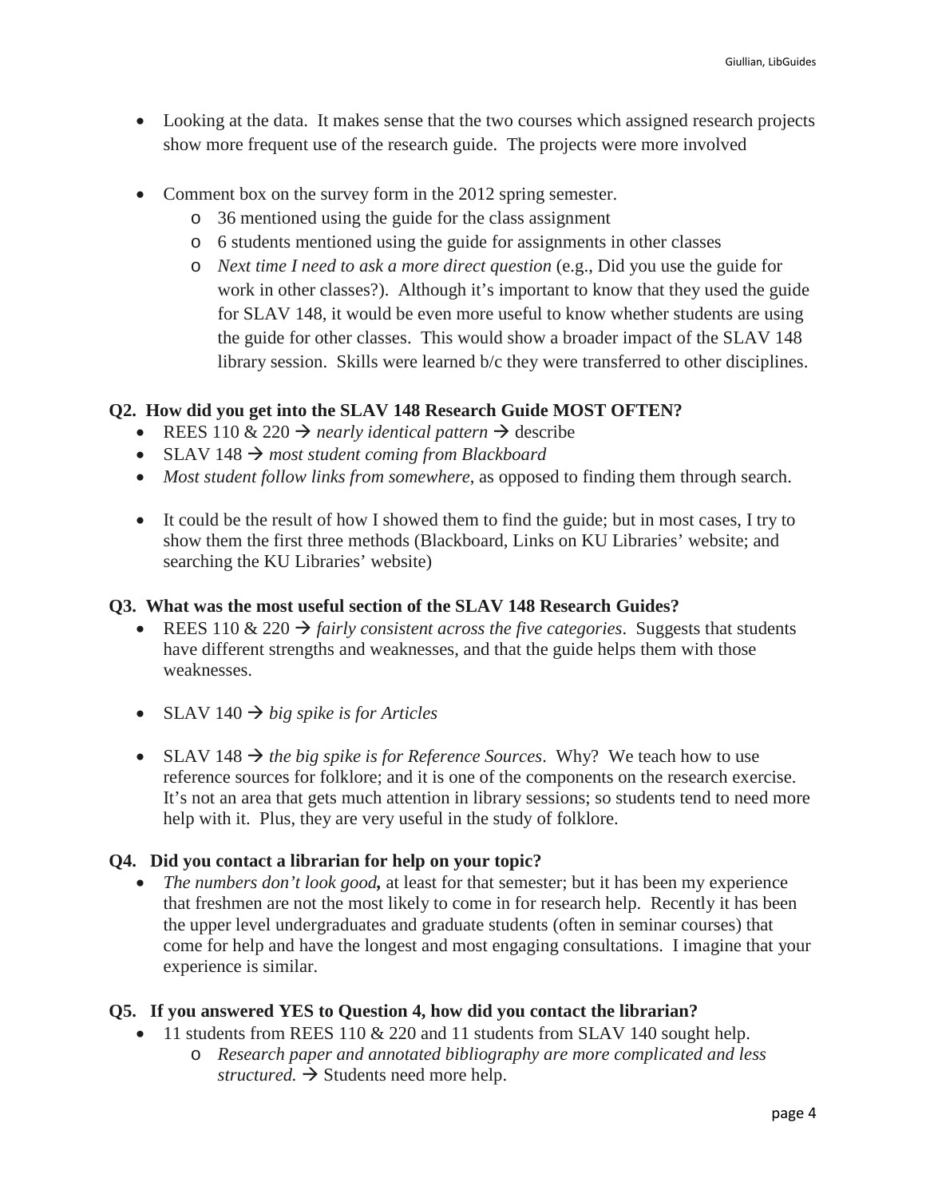- Looking at the data. It makes sense that the two courses which assigned research projects show more frequent use of the research guide. The projects were more involved

- Comment box on the survey form in the 2012 spring semester.
  - 36 mentioned using the guide for the class assignment
  - 6 students mentioned using the guide for assignments in other classes
  - *Next time I need to ask a more direct question* (e.g., Did you use the guide for work in other classes?). Although it's important to know that they used the guide for SLAV 148, it would be even more useful to know whether students are using the guide for other classes. This would show a broader impact of the SLAV 148 library session. Skills were learned b/c they were transferred to other disciplines.

**Q2. How did you get into the SLAV 148 Research Guide MOST OFTEN?**

- REES 110 & 220 → *nearly identical pattern* → describe
- SLAV 148 → *most student coming from Blackboard*
- *Most student follow links from somewhere*, as opposed to finding them through search.

- It could be the result of how I showed them to find the guide; but in most cases, I try to show them the first three methods (Blackboard, Links on KU Libraries' website; and searching the KU Libraries' website)

**Q3. What was the most useful section of the SLAV 148 Research Guides?**

- REES 110 & 220 → *fairly consistent across the five categories*. Suggests that students have different strengths and weaknesses, and that the guide helps them with those weaknesses.

- SLAV 140 → *big spike is for Articles*

- SLAV 148 → *the big spike is for Reference Sources*. Why? We teach how to use reference sources for folklore; and it is one of the components on the research exercise. It's not an area that gets much attention in library sessions; so students tend to need more help with it. Plus, they are very useful in the study of folklore.

**Q4. Did you contact a librarian for help on your topic?**

- *The numbers don't look good***,** at least for that semester; but it has been my experience that freshmen are not the most likely to come in for research help. Recently it has been the upper level undergraduates and graduate students (often in seminar courses) that come for help and have the longest and most engaging consultations. I imagine that your experience is similar.

**Q5. If you answered YES to Question 4, how did you contact the librarian?**

- 11 students from REES 110 & 220 and 11 students from SLAV 140 sought help.
  - *Research paper and annotated bibliography are more complicated and less structured.* → Students need more help.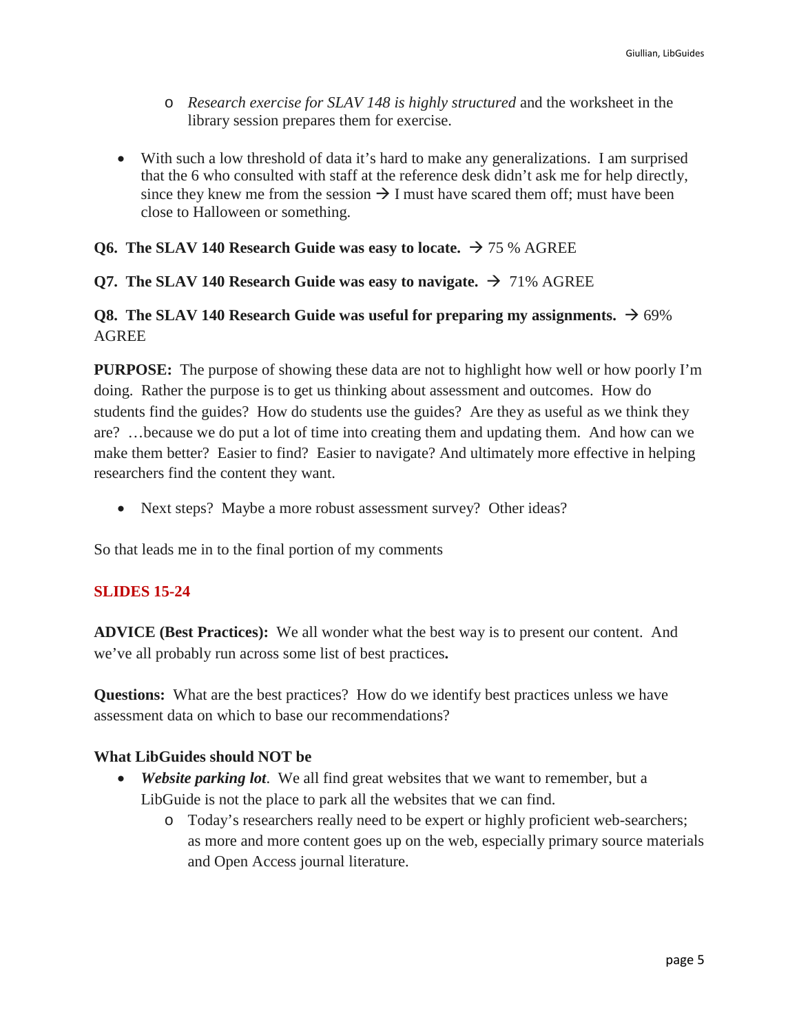- *Research exercise for SLAV 148 is highly structured* and the worksheet in the library session prepares them for exercise.

- With such a low threshold of data it's hard to make any generalizations. I am surprised that the 6 who consulted with staff at the reference desk didn't ask me for help directly, since they knew me from the session → I must have scared them off; must have been close to Halloween or something.

**Q6. The SLAV 140 Research Guide was easy to locate.** → 75 % AGREE

**Q7. The SLAV 140 Research Guide was easy to navigate.** → 71% AGREE

**Q8. The SLAV 140 Research Guide was useful for preparing my assignments.** → 69% AGREE

**PURPOSE:** The purpose of showing these data are not to highlight how well or how poorly I'm doing. Rather the purpose is to get us thinking about assessment and outcomes. How do students find the guides? How do students use the guides? Are they as useful as we think they are? …because we do put a lot of time into creating them and updating them. And how can we make them better? Easier to find? Easier to navigate? And ultimately more effective in helping researchers find the content they want.

- Next steps? Maybe a more robust assessment survey? Other ideas?

So that leads me in to the final portion of my comments

**SLIDES 15-24**

**ADVICE (Best Practices):** We all wonder what the best way is to present our content. And we've all probably run across some list of best practices**.**

**Questions:** What are the best practices? How do we identify best practices unless we have assessment data on which to base our recommendations?

**What LibGuides should NOT be**

- ***Website parking lot***. We all find great websites that we want to remember, but a LibGuide is not the place to park all the websites that we can find.
    - Today's researchers really need to be expert or highly proficient web-searchers; as more and more content goes up on the web, especially primary source materials and Open Access journal literature.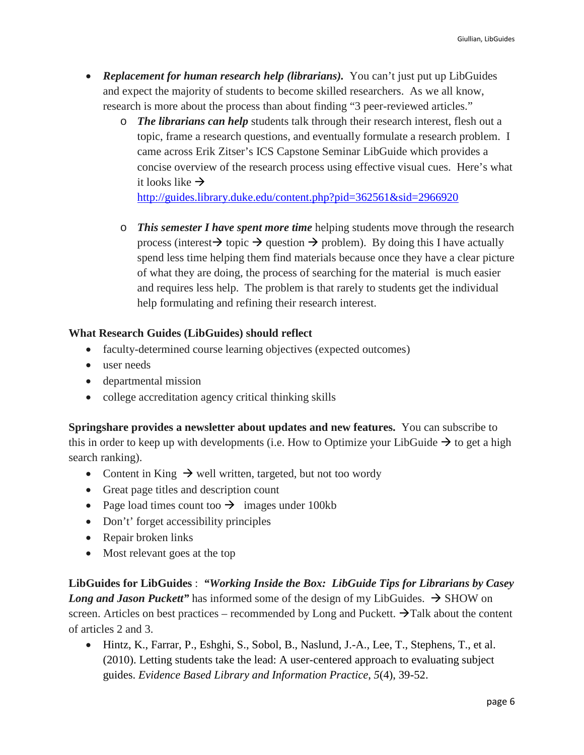- ***Replacement for human research help (librarians).*** You can't just put up LibGuides and expect the majority of students to become skilled researchers. As we all know, research is more about the process than about finding "3 peer-reviewed articles."
  - ***The librarians can help*** students talk through their research interest, flesh out a topic, frame a research questions, and eventually formulate a research problem. I came across Erik Zitser's ICS Capstone Seminar LibGuide which provides a concise overview of the research process using effective visual cues. Here's what it looks like → http://guides.library.duke.edu/content.php?pid=362561&sid=2966920
  - ***This semester I have spent more time*** helping students move through the research process (interest→ topic → question → problem). By doing this I have actually spend less time helping them find materials because once they have a clear picture of what they are doing, the process of searching for the material is much easier and requires less help. The problem is that rarely to students get the individual help formulating and refining their research interest.

**What Research Guides (LibGuides) should reflect**

- faculty-determined course learning objectives (expected outcomes)
- user needs
- departmental mission
- college accreditation agency critical thinking skills

**Springshare provides a newsletter about updates and new features.** You can subscribe to this in order to keep up with developments (i.e. How to Optimize your LibGuide → to get a high search ranking).

- Content in King → well written, targeted, but not too wordy
- Great page titles and description count
- Page load times count too → images under 100kb
- Don't' forget accessibility principles
- Repair broken links
- Most relevant goes at the top

**LibGuides for LibGuides** : ***"Working Inside the Box: LibGuide Tips for Librarians by Casey Long and Jason Puckett"*** has informed some of the design of my LibGuides. → SHOW on screen. Articles on best practices – recommended by Long and Puckett. →Talk about the content of articles 2 and 3.

- Hintz, K., Farrar, P., Eshghi, S., Sobol, B., Naslund, J.-A., Lee, T., Stephens, T., et al. (2010). Letting students take the lead: A user-centered approach to evaluating subject guides. *Evidence Based Library and Information Practice*, *5*(4), 39-52.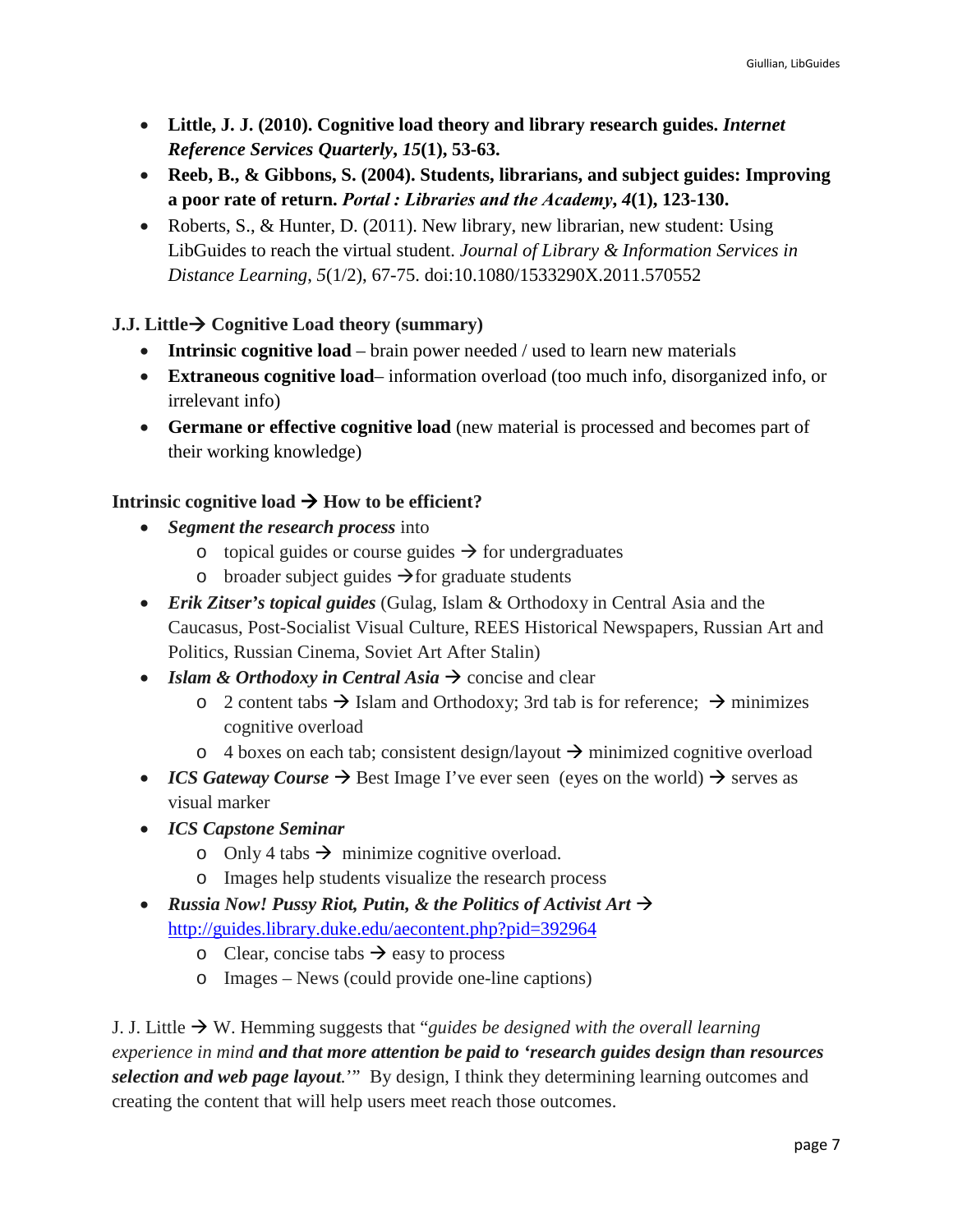- **Little, J. J. (2010). Cognitive load theory and library research guides. *Internet Reference Services Quarterly*, *15*(1), 53-63.**
- **Reeb, B., & Gibbons, S. (2004). Students, librarians, and subject guides: Improving a poor rate of return. *Portal : Libraries and the Academy*, *4*(1), 123-130.**
- Roberts, S., & Hunter, D. (2011). New library, new librarian, new student: Using LibGuides to reach the virtual student. *Journal of Library & Information Services in Distance Learning*, *5*(1/2), 67-75. doi:10.1080/1533290X.2011.570552

**J.J. Little→ Cognitive Load theory (summary)**

- **Intrinsic cognitive load** – brain power needed / used to learn new materials
- **Extraneous cognitive load**– information overload (too much info, disorganized info, or irrelevant info)
- **Germane or effective cognitive load** (new material is processed and becomes part of their working knowledge)

**Intrinsic cognitive load → How to be efficient?**

- ***Segment the research process*** into
  - topical guides or course guides → for undergraduates
  - broader subject guides →for graduate students
- ***Erik Zitser's topical guides*** (Gulag, Islam & Orthodoxy in Central Asia and the Caucasus, Post-Socialist Visual Culture, REES Historical Newspapers, Russian Art and Politics, Russian Cinema, Soviet Art After Stalin)
- ***Islam & Orthodoxy in Central Asia*** → concise and clear
  - 2 content tabs → Islam and Orthodoxy; 3rd tab is for reference; → minimizes cognitive overload
  - 4 boxes on each tab; consistent design/layout → minimized cognitive overload
- ***ICS Gateway Course*** → Best Image I've ever seen (eyes on the world) → serves as visual marker
- ***ICS Capstone Seminar***
  - Only 4 tabs → minimize cognitive overload.
  - Images help students visualize the research process
- ***Russian Now! Pussy Riot, Putin, & the Politics of Activist Art*** → http://guides.library.duke.edu/aecontent.php?pid=392964
  - Clear, concise tabs → easy to process
  - Images – News (could provide one-line captions)

J. J. Little → W. Hemming suggests that "*guides be designed with the overall learning experience in mind* ***and that more attention be paid to 'research guides design than resources selection and web page layout****.*'" By design, I think they determining learning outcomes and creating the content that will help users meet reach those outcomes.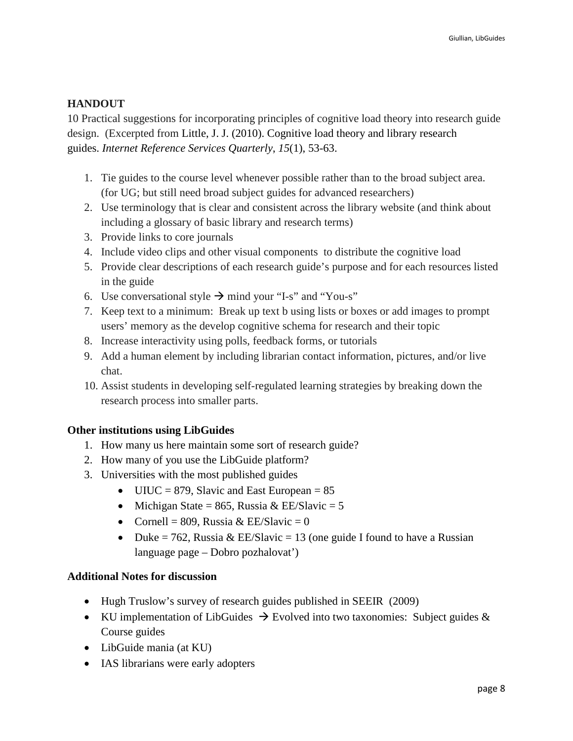**HANDOUT**

10 Practical suggestions for incorporating principles of cognitive load theory into research guide design. (Excerpted from Little, J. J. (2010). Cognitive load theory and library research guides. *Internet Reference Services Quarterly*, *15*(1), 53-63.

1. Tie guides to the course level whenever possible rather than to the broad subject area. (for UG; but still need broad subject guides for advanced researchers)
2. Use terminology that is clear and consistent across the library website (and think about including a glossary of basic library and research terms)
3. Provide links to core journals
4. Include video clips and other visual components to distribute the cognitive load
5. Provide clear descriptions of each research guide's purpose and for each resources listed in the guide
6. Use conversational style → mind your "I-s" and "You-s"
7. Keep text to a minimum: Break up text b using lists or boxes or add images to prompt users' memory as the develop cognitive schema for research and their topic
8. Increase interactivity using polls, feedback forms, or tutorials
9. Add a human element by including librarian contact information, pictures, and/or live chat.
10. Assist students in developing self-regulated learning strategies by breaking down the research process into smaller parts.

**Other institutions using LibGuides**

1. How many us here maintain some sort of research guide?
2. How many of you use the LibGuide platform?
3. Universities with the most published guides
   - UIUC = 879, Slavic and East European = 85
   - Michigan State = 865, Russia & EE/Slavic = 5
   - Cornell = 809, Russia & EE/Slavic = 0
   - Duke = 762, Russia & EE/Slavic = 13 (one guide I found to have a Russian language page – Dobro pozhalovat')

**Additional Notes for discussion**

- Hugh Truslow's survey of research guides published in SEEIR (2009)
- KU implementation of LibGuides → Evolved into two taxonomies: Subject guides & Course guides
- LibGuide mania (at KU)
- IAS librarians were early adopters